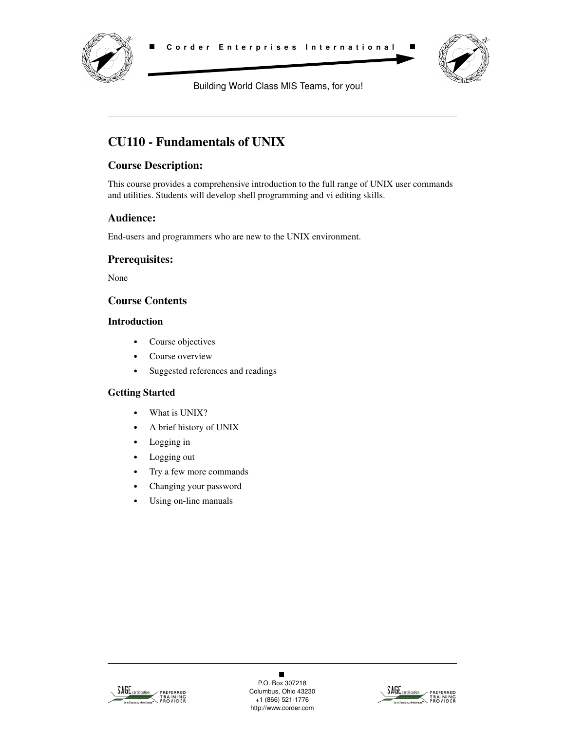# CU110 - Fundamentals of UNIX

## Course Description:

This course provides a comprehensive introduction to the full range of UNIX user commands and utilities. Students will develop shell programming and vi editing skills.

## Audience:

End-users and programmers who are new to the UNIX environment.

## Prerequisites:

None

## Course Contents

### Introduction

- Course objectives
- Course overview
- Suggested references and readings

### Getting Started

- What is UNIX?
- A brief history of UNIX
- Logging in
- Logging out
- Try a few more commands
- Changing your password
- Using on-line manuals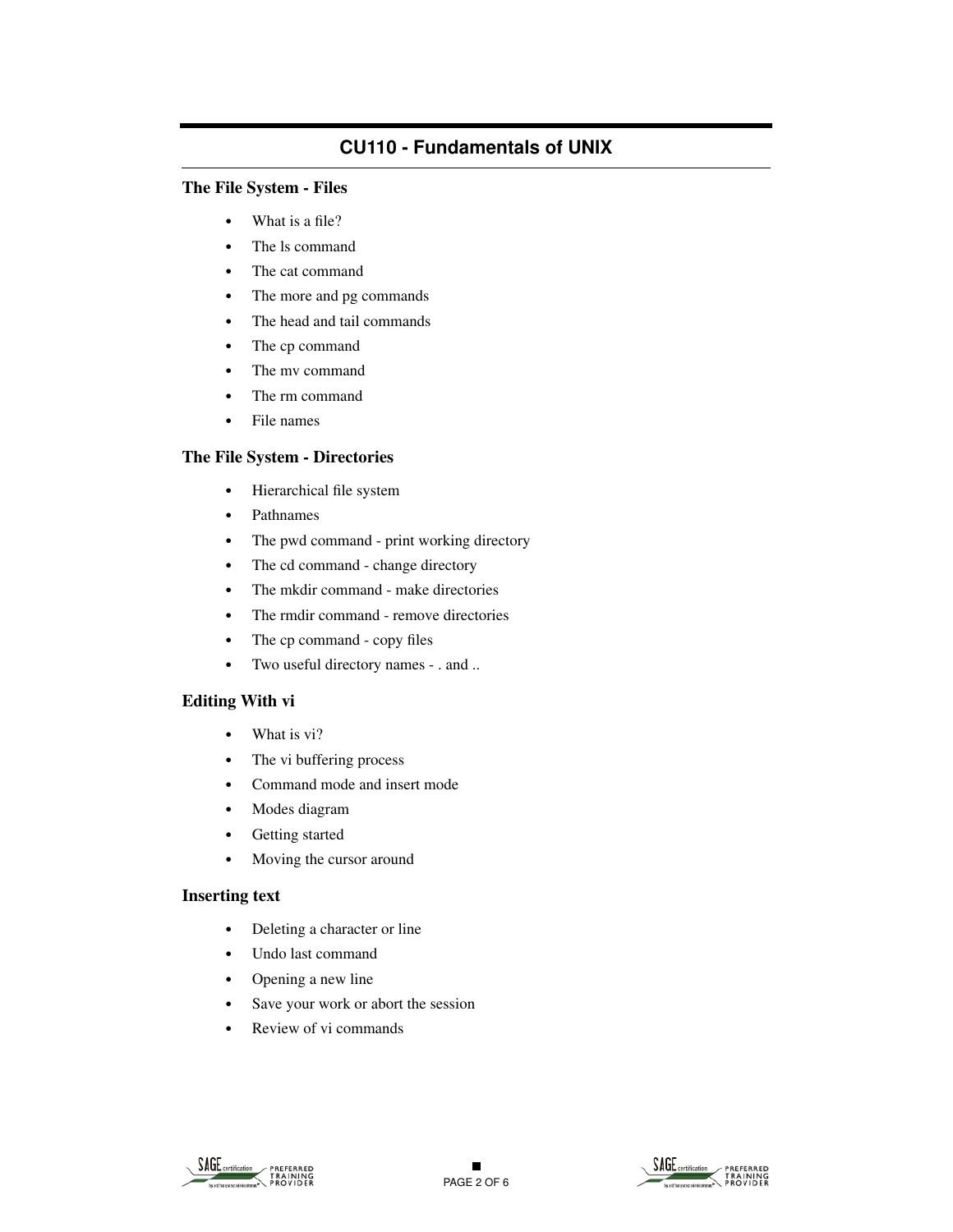# CU110 - Fundamentals of UNIX

## The File System - Files

- What is a file?
- The ls command
- The cat command
- The more and pg commands
- The head and tail commands
- The cp command
- The mv command
- The rm command
- File names

## The File System - Directories

- Hierarchical file system
- Pathnames
- The pwd command - print working directory
- The cd command - change directory
- The mkdir command - make directories
- The rmdir command - remove directories
- The cp command - copy files
- Two useful directory names - . and ..

## Editing With vi

- What is vi?
- The vi buffering process
- Command mode and insert mode
- Modes diagram
- Getting started
- Moving the cursor around

## Inserting text

- Deleting a character or line
- Undo last command
- Opening a new line
- Save your work or abort the session
- Review of vi commands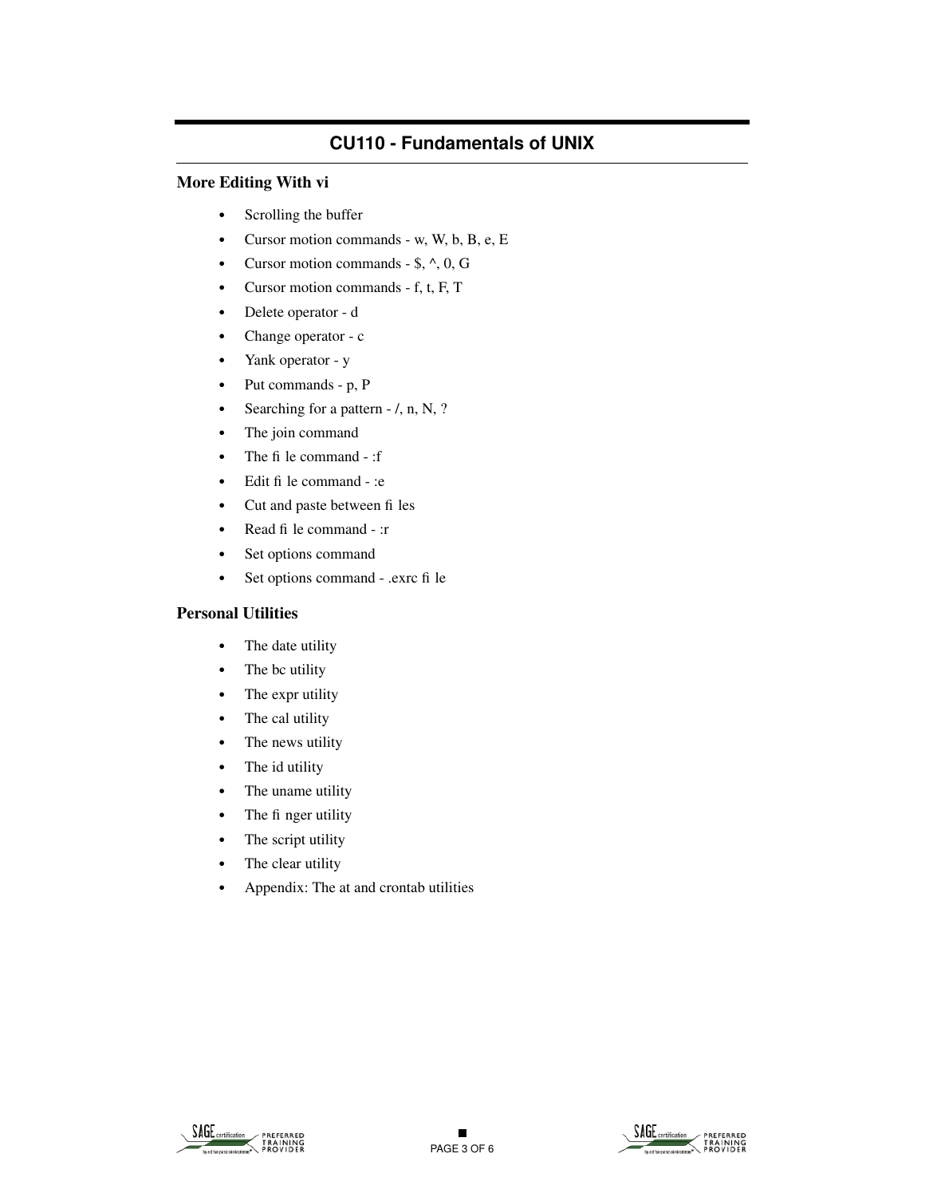## CU110 - Fundamentals of UNIX

### More Editing With vi

- Scrolling the buffer
- Cursor motion commands - w, W, b, B, e, E
- Cursor motion commands - $, ^, 0, G
- Cursor motion commands - f, t, F, T
- Delete operator - d
- Change operator - c
- Yank operator - y
- Put commands - p, P
- Searching for a pattern - /, n, N, ?
- The join command
- The file command - :f
- Edit file command - :e
- Cut and paste between files
- Read file command - :r
- Set options command
- Set options command - .exrc file

### Personal Utilities

- The date utility
- The bc utility
- The expr utility
- The cal utility
- The news utility
- The id utility
- The uname utility
- The finger utility
- The script utility
- The clear utility
- Appendix: The at and crontab utilities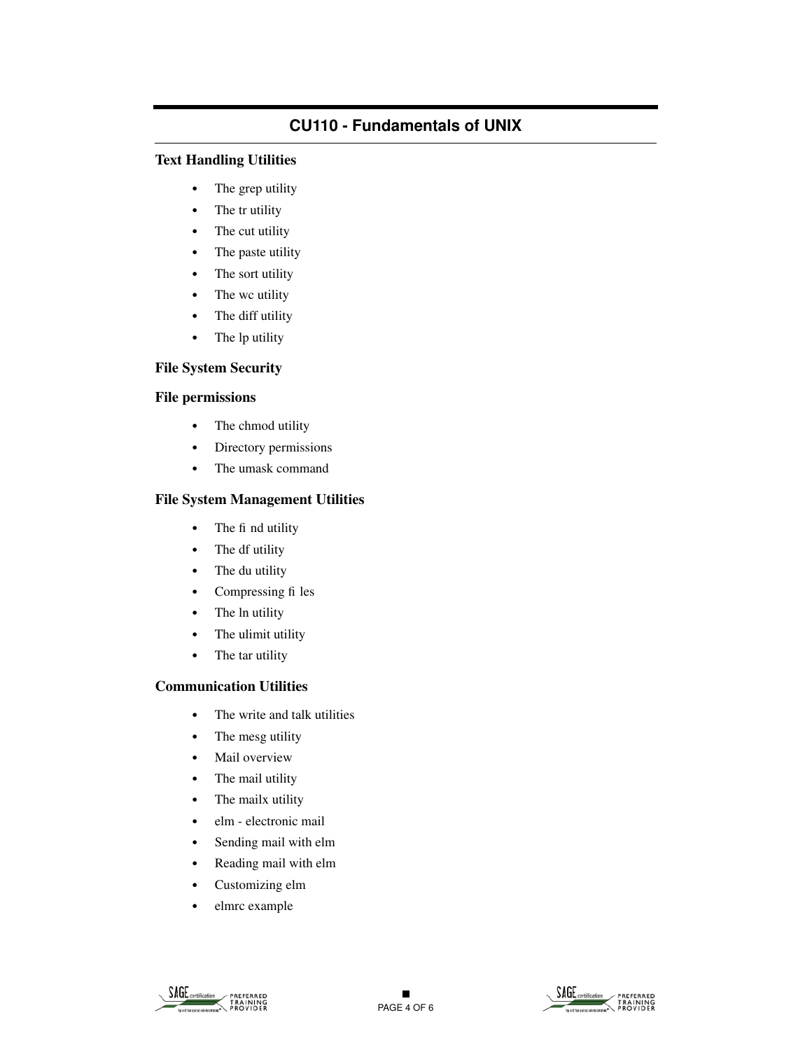## CU110 - Fundamentals of UNIX

### Text Handling Utilities

- The grep utility
- The tr utility
- The cut utility
- The paste utility
- The sort utility
- The wc utility
- The diff utility
- The lp utility

### File System Security

### File permissions

- The chmod utility
- Directory permissions
- The umask command

### File System Management Utilities

- The find utility
- The df utility
- The du utility
- Compressing files
- The ln utility
- The ulimit utility
- The tar utility

### Communication Utilities

- The write and talk utilities
- The mesg utility
- Mail overview
- The mail utility
- The mailx utility
- elm - electronic mail
- Sending mail with elm
- Reading mail with elm
- Customizing elm
- elmrc example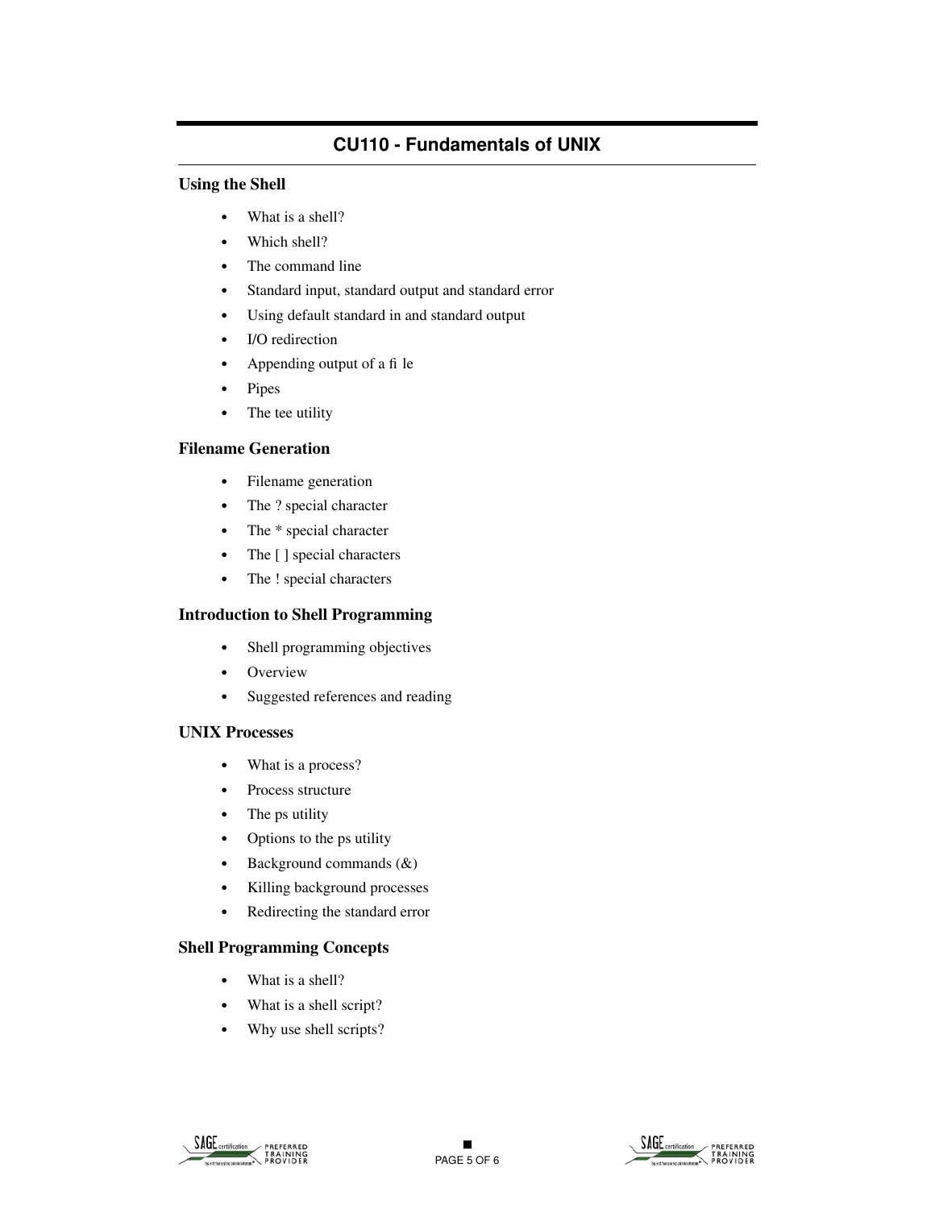## CU110 - Fundamentals of UNIX

### Using the Shell

- What is a shell?
- Which shell?
- The command line
- Standard input, standard output and standard error
- Using default standard in and standard output
- I/O redirection
- Appending output of a file
- Pipes
- The tee utility

### Filename Generation

- Filename generation
- The ? special character
- The * special character
- The [ ] special characters
- The ! special characters

### Introduction to Shell Programming

- Shell programming objectives
- Overview
- Suggested references and reading

### UNIX Processes

- What is a process?
- Process structure
- The ps utility
- Options to the ps utility
- Background commands (&)
- Killing background processes
- Redirecting the standard error

### Shell Programming Concepts

- What is a shell?
- What is a shell script?
- Why use shell scripts?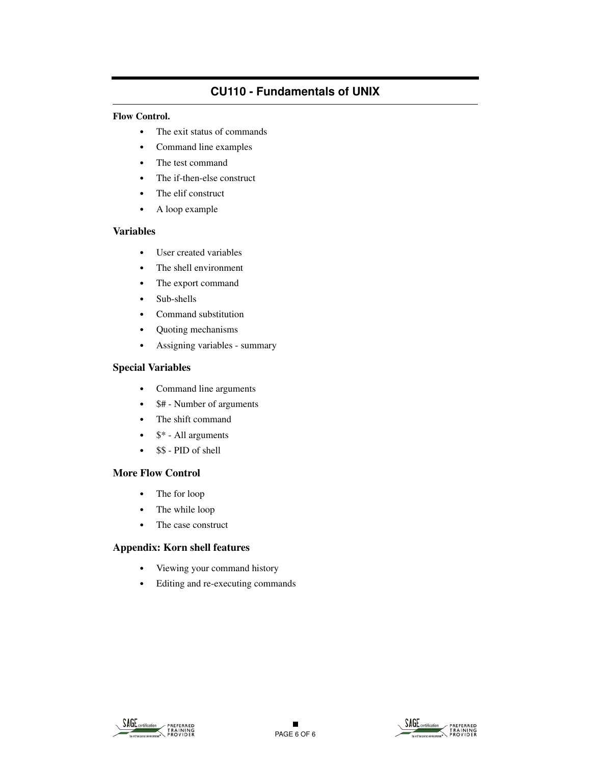## CU110 - Fundamentals of UNIX

**Flow Control.**

- The exit status of commands
- Command line examples
- The test command
- The if-then-else construct
- The elif construct
- A loop example

### Variables

- User created variables
- The shell environment
- The export command
- Sub-shells
- Command substitution
- Quoting mechanisms
- Assigning variables - summary

### Special Variables

- Command line arguments
- $# - Number of arguments
- The shift command
- $* - All arguments
- $$ - PID of shell

### More Flow Control

- The for loop
- The while loop
- The case construct

### Appendix: Korn shell features

- Viewing your command history
- Editing and re-executing commands